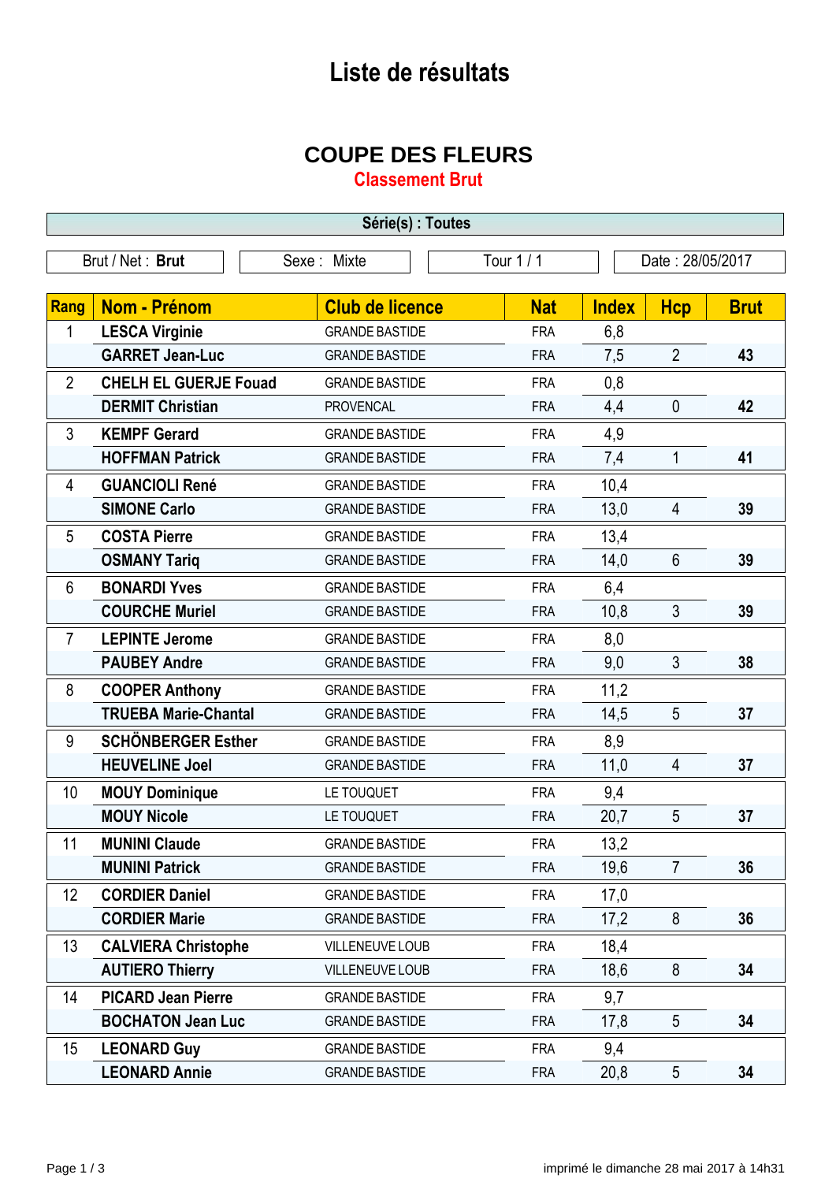# Liste de résultats

## COUPE DES FLEURS

### Classement Brut

| Série(s) : Toutes | | | |
|---|---|---|---|
| Brut / Net : **Brut** | Sexe : Mixte | Tour 1 / 1 | Date : 28/05/2017 |

| Rang | Nom - Prénom | Club de licence | Nat | Index | Hcp | Brut |
|---|---|---|---|---|---|---|
| 1 | **LESCA Virginie** | GRANDE BASTIDE | FRA | 6,8 | | |
| | **GARRET Jean-Luc** | GRANDE BASTIDE | FRA | 7,5 | 2 | **43** |
| 2 | **CHELH EL GUERJE Fouad** | GRANDE BASTIDE | FRA | 0,8 | | |
| | **DERMIT Christian** | PROVENCAL | FRA | 4,4 | 0 | **42** |
| 3 | **KEMPF Gerard** | GRANDE BASTIDE | FRA | 4,9 | | |
| | **HOFFMAN Patrick** | GRANDE BASTIDE | FRA | 7,4 | 1 | **41** |
| 4 | **GUANCIOLI René** | GRANDE BASTIDE | FRA | 10,4 | | |
| | **SIMONE Carlo** | GRANDE BASTIDE | FRA | 13,0 | 4 | **39** |
| 5 | **COSTA Pierre** | GRANDE BASTIDE | FRA | 13,4 | | |
| | **OSMANY Tariq** | GRANDE BASTIDE | FRA | 14,0 | 6 | **39** |
| 6 | **BONARDI Yves** | GRANDE BASTIDE | FRA | 6,4 | | |
| | **COURCHE Muriel** | GRANDE BASTIDE | FRA | 10,8 | 3 | **39** |
| 7 | **LEPINTE Jerome** | GRANDE BASTIDE | FRA | 8,0 | | |
| | **PAUBEY Andre** | GRANDE BASTIDE | FRA | 9,0 | 3 | **38** |
| 8 | **COOPER Anthony** | GRANDE BASTIDE | FRA | 11,2 | | |
| | **TRUEBA Marie-Chantal** | GRANDE BASTIDE | FRA | 14,5 | 5 | **37** |
| 9 | **SCHÖNBERGER Esther** | GRANDE BASTIDE | FRA | 8,9 | | |
| | **HEUVELINE Joel** | GRANDE BASTIDE | FRA | 11,0 | 4 | **37** |
| 10 | **MOUY Dominique** | LE TOUQUET | FRA | 9,4 | | |
| | **MOUY Nicole** | LE TOUQUET | FRA | 20,7 | 5 | **37** |
| 11 | **MUNINI Claude** | GRANDE BASTIDE | FRA | 13,2 | | |
| | **MUNINI Patrick** | GRANDE BASTIDE | FRA | 19,6 | 7 | **36** |
| 12 | **CORDIER Daniel** | GRANDE BASTIDE | FRA | 17,0 | | |
| | **CORDIER Marie** | GRANDE BASTIDE | FRA | 17,2 | 8 | **36** |
| 13 | **CALVIERA Christophe** | VILLENEUVE LOUB | FRA | 18,4 | | |
| | **AUTIERO Thierry** | VILLENEUVE LOUB | FRA | 18,6 | 8 | **34** |
| 14 | **PICARD Jean Pierre** | GRANDE BASTIDE | FRA | 9,7 | | |
| | **BOCHATON Jean Luc** | GRANDE BASTIDE | FRA | 17,8 | 5 | **34** |
| 15 | **LEONARD Guy** | GRANDE BASTIDE | FRA | 9,4 | | |
| | **LEONARD Annie** | GRANDE BASTIDE | FRA | 20,8 | 5 | **34** |

imprimé le dimanche 28 mai 2017 à 14h31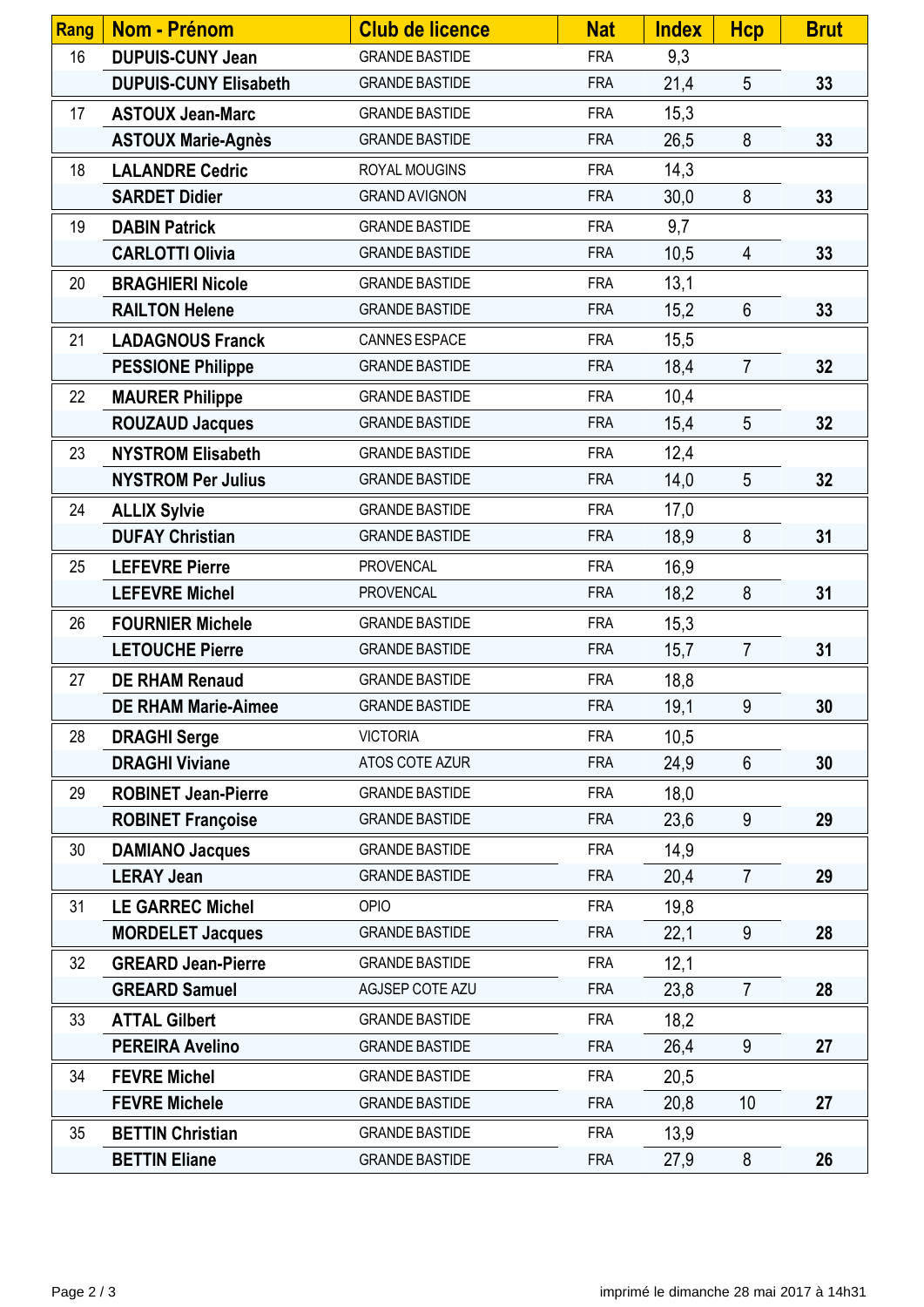| Rang | Nom - Prénom | Club de licence | Nat | Index | Hcp | Brut |
|---|---|---|---|---|---|---|
| 16 | **DUPUIS-CUNY Jean** | GRANDE BASTIDE | FRA | 9,3 | | |
| | **DUPUIS-CUNY Elisabeth** | GRANDE BASTIDE | FRA | 21,4 | 5 | **33** |
| 17 | **ASTOUX Jean-Marc** | GRANDE BASTIDE | FRA | 15,3 | | |
| | **ASTOUX Marie-Agnès** | GRANDE BASTIDE | FRA | 26,5 | 8 | **33** |
| 18 | **LALANDRE Cedric** | ROYAL MOUGINS | FRA | 14,3 | | |
| | **SARDET Didier** | GRAND AVIGNON | FRA | 30,0 | 8 | **33** |
| 19 | **DABIN Patrick** | GRANDE BASTIDE | FRA | 9,7 | | |
| | **CARLOTTI Olivia** | GRANDE BASTIDE | FRA | 10,5 | 4 | **33** |
| 20 | **BRAGHIERI Nicole** | GRANDE BASTIDE | FRA | 13,1 | | |
| | **RAILTON Helene** | GRANDE BASTIDE | FRA | 15,2 | 6 | **33** |
| 21 | **LADAGNOUS Franck** | CANNES ESPACE | FRA | 15,5 | | |
| | **PESSIONE Philippe** | GRANDE BASTIDE | FRA | 18,4 | 7 | **32** |
| 22 | **MAURER Philippe** | GRANDE BASTIDE | FRA | 10,4 | | |
| | **ROUZAUD Jacques** | GRANDE BASTIDE | FRA | 15,4 | 5 | **32** |
| 23 | **NYSTROM Elisabeth** | GRANDE BASTIDE | FRA | 12,4 | | |
| | **NYSTROM Per Julius** | GRANDE BASTIDE | FRA | 14,0 | 5 | **32** |
| 24 | **ALLIX Sylvie** | GRANDE BASTIDE | FRA | 17,0 | | |
| | **DUFAY Christian** | GRANDE BASTIDE | FRA | 18,9 | 8 | **31** |
| 25 | **LEFEVRE Pierre** | PROVENCAL | FRA | 16,9 | | |
| | **LEFEVRE Michel** | PROVENCAL | FRA | 18,2 | 8 | **31** |
| 26 | **FOURNIER Michele** | GRANDE BASTIDE | FRA | 15,3 | | |
| | **LETOUCHE Pierre** | GRANDE BASTIDE | FRA | 15,7 | 7 | **31** |
| 27 | **DE RHAM Renaud** | GRANDE BASTIDE | FRA | 18,8 | | |
| | **DE RHAM Marie-Aimee** | GRANDE BASTIDE | FRA | 19,1 | 9 | **30** |
| 28 | **DRAGHI Serge** | VICTORIA | FRA | 10,5 | | |
| | **DRAGHI Viviane** | ATOS COTE AZUR | FRA | 24,9 | 6 | **30** |
| 29 | **ROBINET Jean-Pierre** | GRANDE BASTIDE | FRA | 18,0 | | |
| | **ROBINET Françoise** | GRANDE BASTIDE | FRA | 23,6 | 9 | **29** |
| 30 | **DAMIANO Jacques** | GRANDE BASTIDE | FRA | 14,9 | | |
| | **LERAY Jean** | GRANDE BASTIDE | FRA | 20,4 | 7 | **29** |
| 31 | **LE GARREC Michel** | OPIO | FRA | 19,8 | | |
| | **MORDELET Jacques** | GRANDE BASTIDE | FRA | 22,1 | 9 | **28** |
| 32 | **GREARD Jean-Pierre** | GRANDE BASTIDE | FRA | 12,1 | | |
| | **GREARD Samuel** | AGJSEP COTE AZU | FRA | 23,8 | 7 | **28** |
| 33 | **ATTAL Gilbert** | GRANDE BASTIDE | FRA | 18,2 | | |
| | **PEREIRA Avelino** | GRANDE BASTIDE | FRA | 26,4 | 9 | **27** |
| 34 | **FEVRE Michel** | GRANDE BASTIDE | FRA | 20,5 | | |
| | **FEVRE Michele** | GRANDE BASTIDE | FRA | 20,8 | 10 | **27** |
| 35 | **BETTIN Christian** | GRANDE BASTIDE | FRA | 13,9 | | |
| | **BETTIN Eliane** | GRANDE BASTIDE | FRA | 27,9 | 8 | **26** |

imprimé le dimanche 28 mai 2017 à 14h31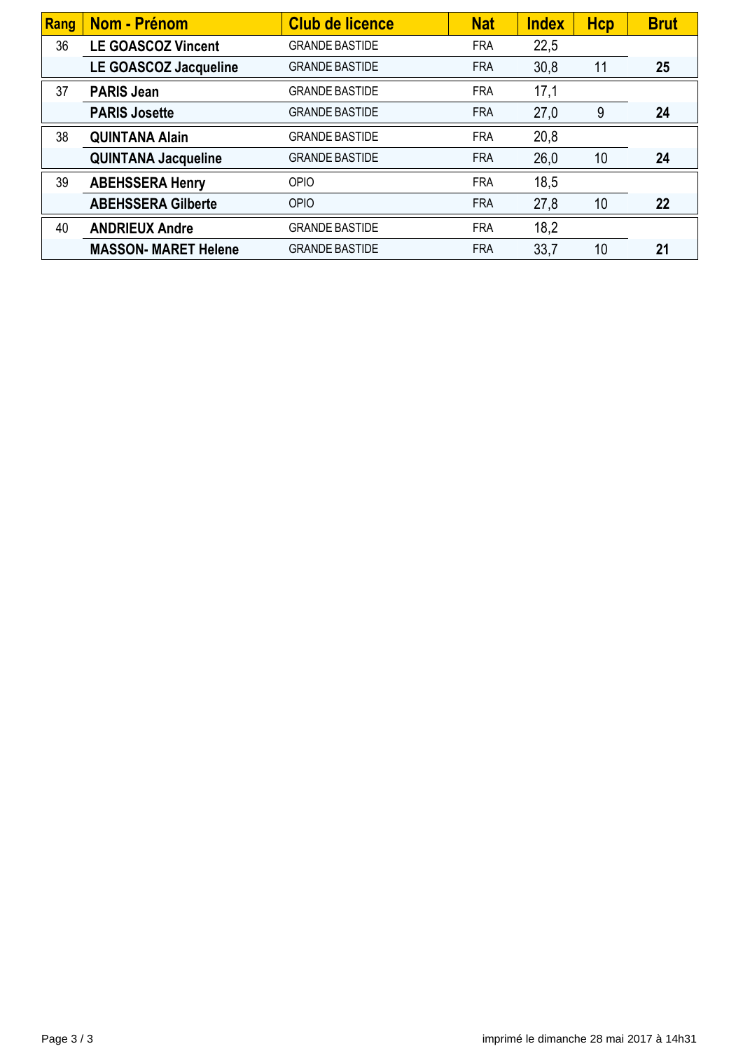| Rang | Nom - Prénom | Club de licence | Nat | Index | Hcp | Brut |
|---|---|---|---|---|---|---|
| 36 | **LE GOASCOZ Vincent** | GRANDE BASTIDE | FRA | 22,5 | | |
| | **LE GOASCOZ Jacqueline** | GRANDE BASTIDE | FRA | 30,8 | 11 | **25** |
| 37 | **PARIS Jean** | GRANDE BASTIDE | FRA | 17,1 | | |
| | **PARIS Josette** | GRANDE BASTIDE | FRA | 27,0 | 9 | **24** |
| 38 | **QUINTANA Alain** | GRANDE BASTIDE | FRA | 20,8 | | |
| | **QUINTANA Jacqueline** | GRANDE BASTIDE | FRA | 26,0 | 10 | **24** |
| 39 | **ABEHSSERA Henry** | OPIO | FRA | 18,5 | | |
| | **ABEHSSERA Gilberte** | OPIO | FRA | 27,8 | 10 | **22** |
| 40 | **ANDRIEUX Andre** | GRANDE BASTIDE | FRA | 18,2 | | |
| | **MASSON- MARET Helene** | GRANDE BASTIDE | FRA | 33,7 | 10 | **21** |

imprimé le dimanche 28 mai 2017 à 14h31